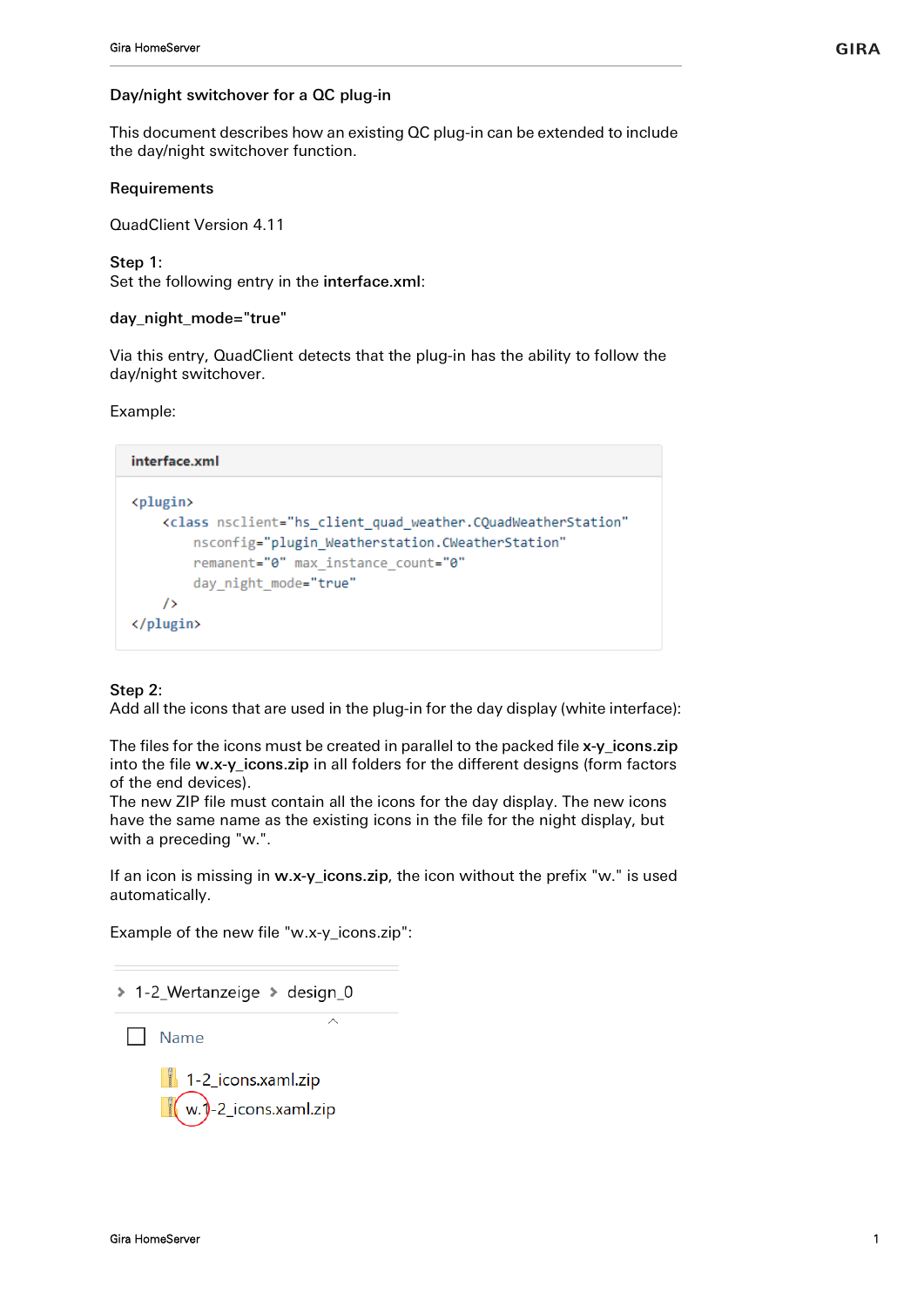## Day/night switchover for a QC plug-in

This document describes how an existing QC plug-in can be extended to include the day/night switchover function.

### Requirements

QuadClient Version 4.11

**Step 1:**
Set the following entry in the **interface.xml**:

**day_night_mode="true"**

Via this entry, QuadClient detects that the plug-in has the ability to follow the day/night switchover.

Example:

**interface.xml**

```
<plugin>
    <class nsclient="hs_client_quad_weather.CQuadWeatherStation"
        nsconfig="plugin_Weatherstation.CWeatherStation"
        remanent="0" max_instance_count="0"
        day_night_mode="true"
    />
</plugin>
```

**Step 2:**
Add all the icons that are used in the plug-in for the day display (white interface):

The files for the icons must be created in parallel to the packed file **x-y_icons.zip** into the file **w.x-y_icons.zip** in all folders for the different designs (form factors of the end devices).
The new ZIP file must contain all the icons for the day display. The new icons have the same name as the existing icons in the file for the night display, but with a preceding "w.".

If an icon is missing in **w.x-y_icons.zip**, the icon without the prefix "w." is used automatically.

Example of the new file "w.x-y_icons.zip":

1-2_Wertanzeige > design_0

Name

1-2_icons.xaml.zip
w.1-2_icons.xaml.zip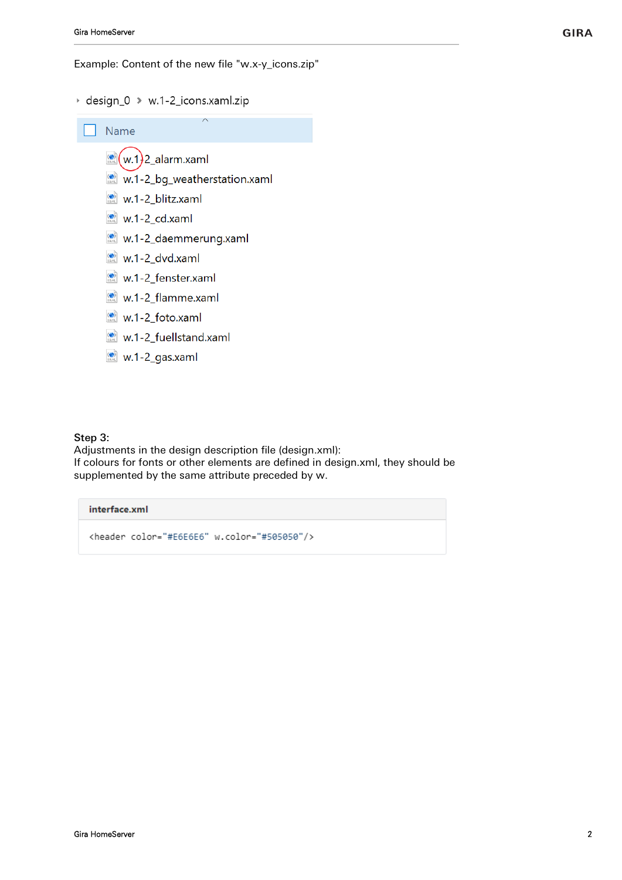Example: Content of the new file "w.x-y_icons.zip"

design_0 › w.1-2_icons.xaml.zip

| Name |
| --- |
| w.1-2_alarm.xaml |
| w.1-2_bg_weatherstation.xaml |
| w.1-2_blitz.xaml |
| w.1-2_cd.xaml |
| w.1-2_daemmerung.xaml |
| w.1-2_dvd.xaml |
| w.1-2_fenster.xaml |
| w.1-2_flamme.xaml |
| w.1-2_foto.xaml |
| w.1-2_fuellstand.xaml |
| w.1-2_gas.xaml |

**Step 3:**
Adjustments in the design description file (design.xml):
If colours for fonts or other elements are defined in design.xml, they should be supplemented by the same attribute preceded by w.

**interface.xml**

```
<header color="#E6E6E6" w.color="#505050"/>
```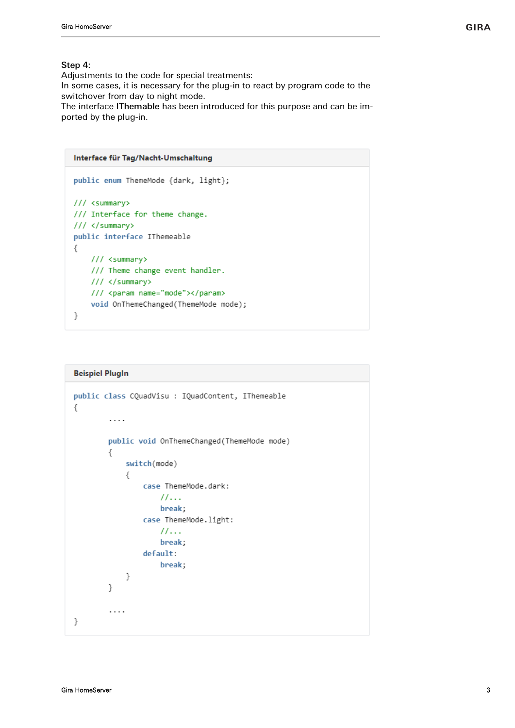**Step 4:**
Adjustments to the code for special treatments:
In some cases, it is necessary for the plug-in to react by program code to the switchover from day to night mode.
The interface **IThemable** has been introduced for this purpose and can be imported by the plug-in.

**Interface für Tag/Nacht-Umschaltung**

```
public enum ThemeMode {dark, light};

/// <summary>
/// Interface for theme change.
/// </summary>
public interface IThemeable
{
    /// <summary>
    /// Theme change event handler.
    /// </summary>
    /// <param name="mode"></param>
    void OnThemeChanged(ThemeMode mode);
}
```

**Beispiel PlugIn**

```
public class CQuadVisu : IQuadContent, IThemeable
{
        ....

        public void OnThemeChanged(ThemeMode mode)
        {
            switch(mode)
            {
                case ThemeMode.dark:
                    //...
                    break;
                case ThemeMode.light:
                    //...
                    break;
                default:
                    break;
            }
        }

        ....
}
```